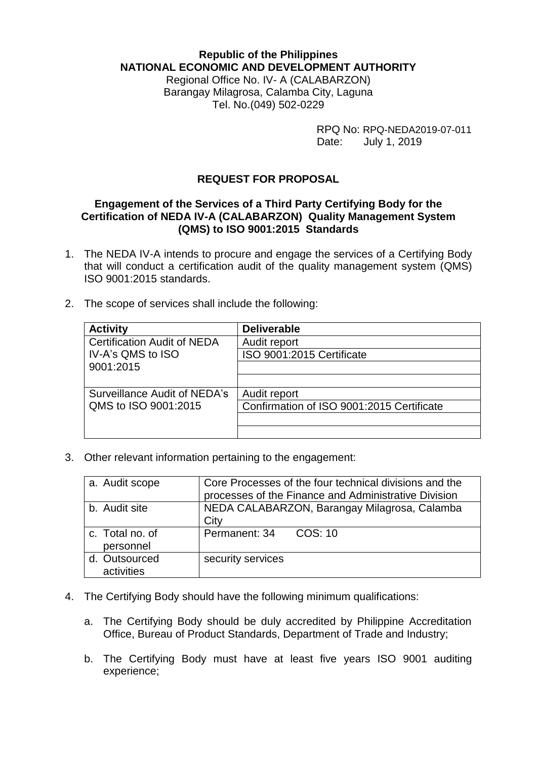**Republic of the Philippines**
**NATIONAL ECONOMIC AND DEVELOPMENT AUTHORITY**
Regional Office No. IV- A (CALABARZON)
Barangay Milagrosa, Calamba City, Laguna
Tel. No.(049) 502-0229

RPQ No: RPQ-NEDA2019-07-011
Date: July 1, 2019

# REQUEST FOR PROPOSAL

## Engagement of the Services of a Third Party Certifying Body for the Certification of NEDA IV-A (CALABARZON) Quality Management System (QMS) to ISO 9001:2015 Standards

1. The NEDA IV-A intends to procure and engage the services of a Certifying Body that will conduct a certification audit of the quality management system (QMS) ISO 9001:2015 standards.

2. The scope of services shall include the following:

| Activity | Deliverable |
|---|---|
| Certification Audit of NEDA IV-A's QMS to ISO 9001:2015 | Audit report |
| | ISO 9001:2015 Certificate |
| | |
| | |
| Surveillance Audit of NEDA's QMS to ISO 9001:2015 | Audit report |
| | Confirmation of ISO 9001:2015 Certificate |
| | |
| | |

3. Other relevant information pertaining to the engagement:

| | |
|---|---|
| a. Audit scope | Core Processes of the four technical divisions and the processes of the Finance and Administrative Division |
| b. Audit site | NEDA CALABARZON, Barangay Milagrosa, Calamba City |
| c. Total no. of personnel | Permanent: 34 COS: 10 |
| d. Outsourced activities | security services |

4. The Certifying Body should have the following minimum qualifications:

   a. The Certifying Body should be duly accredited by Philippine Accreditation Office, Bureau of Product Standards, Department of Trade and Industry;

   b. The Certifying Body must have at least five years ISO 9001 auditing experience;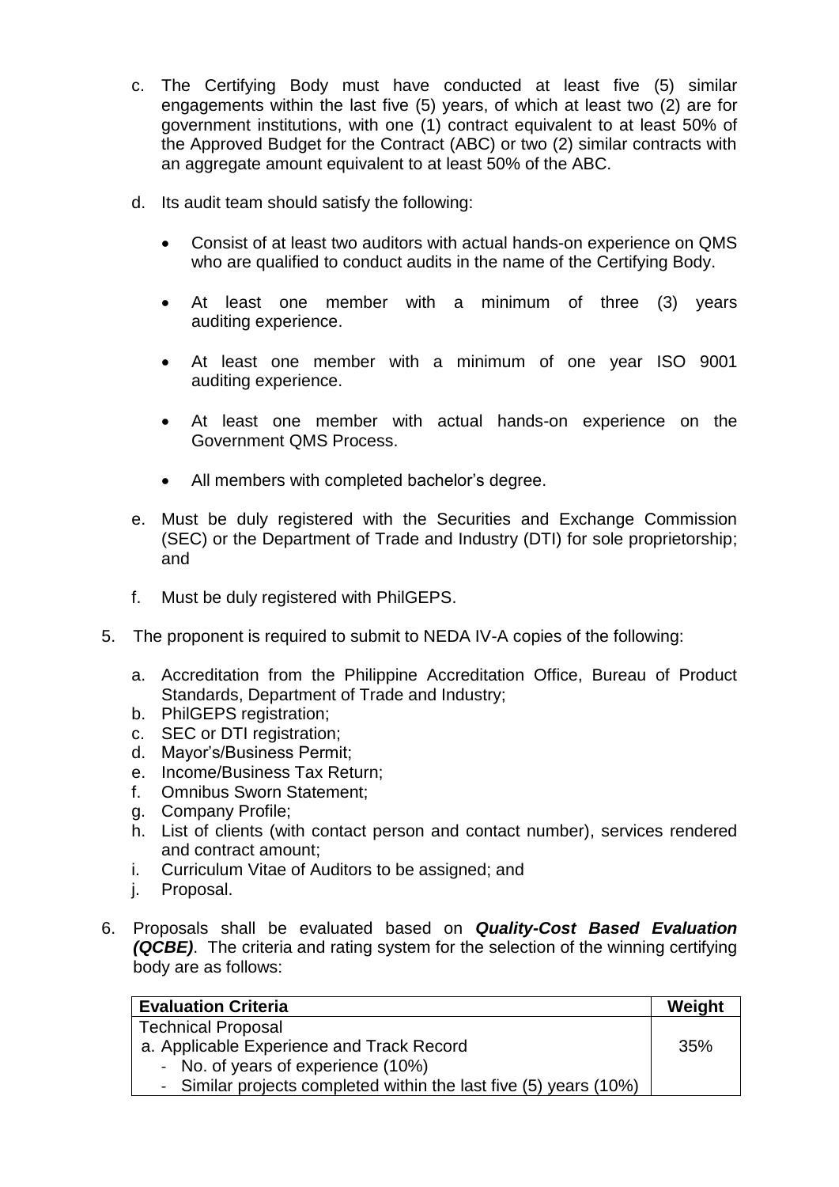c. The Certifying Body must have conducted at least five (5) similar engagements within the last five (5) years, of which at least two (2) are for government institutions, with one (1) contract equivalent to at least 50% of the Approved Budget for the Contract (ABC) or two (2) similar contracts with an aggregate amount equivalent to at least 50% of the ABC.

d. Its audit team should satisfy the following:

- Consist of at least two auditors with actual hands-on experience on QMS who are qualified to conduct audits in the name of the Certifying Body.
- At least one member with a minimum of three (3) years auditing experience.
- At least one member with a minimum of one year ISO 9001 auditing experience.
- At least one member with actual hands-on experience on the Government QMS Process.
- All members with completed bachelor's degree.

e. Must be duly registered with the Securities and Exchange Commission (SEC) or the Department of Trade and Industry (DTI) for sole proprietorship; and

f. Must be duly registered with PhilGEPS.

5. The proponent is required to submit to NEDA IV-A copies of the following:

   a. Accreditation from the Philippine Accreditation Office, Bureau of Product Standards, Department of Trade and Industry;
   b. PhilGEPS registration;
   c. SEC or DTI registration;
   d. Mayor's/Business Permit;
   e. Income/Business Tax Return;
   f. Omnibus Sworn Statement;
   g. Company Profile;
   h. List of clients (with contact person and contact number), services rendered and contract amount;
   i. Curriculum Vitae of Auditors to be assigned; and
   j. Proposal.

6. Proposals shall be evaluated based on ***Quality-Cost Based Evaluation (QCBE)***. The criteria and rating system for the selection of the winning certifying body are as follows:

| Evaluation Criteria | Weight |
|---|---|
| Technical Proposal<br>a. Applicable Experience and Track Record<br>- No. of years of experience (10%)<br>- Similar projects completed within the last five (5) years (10%) | 35% |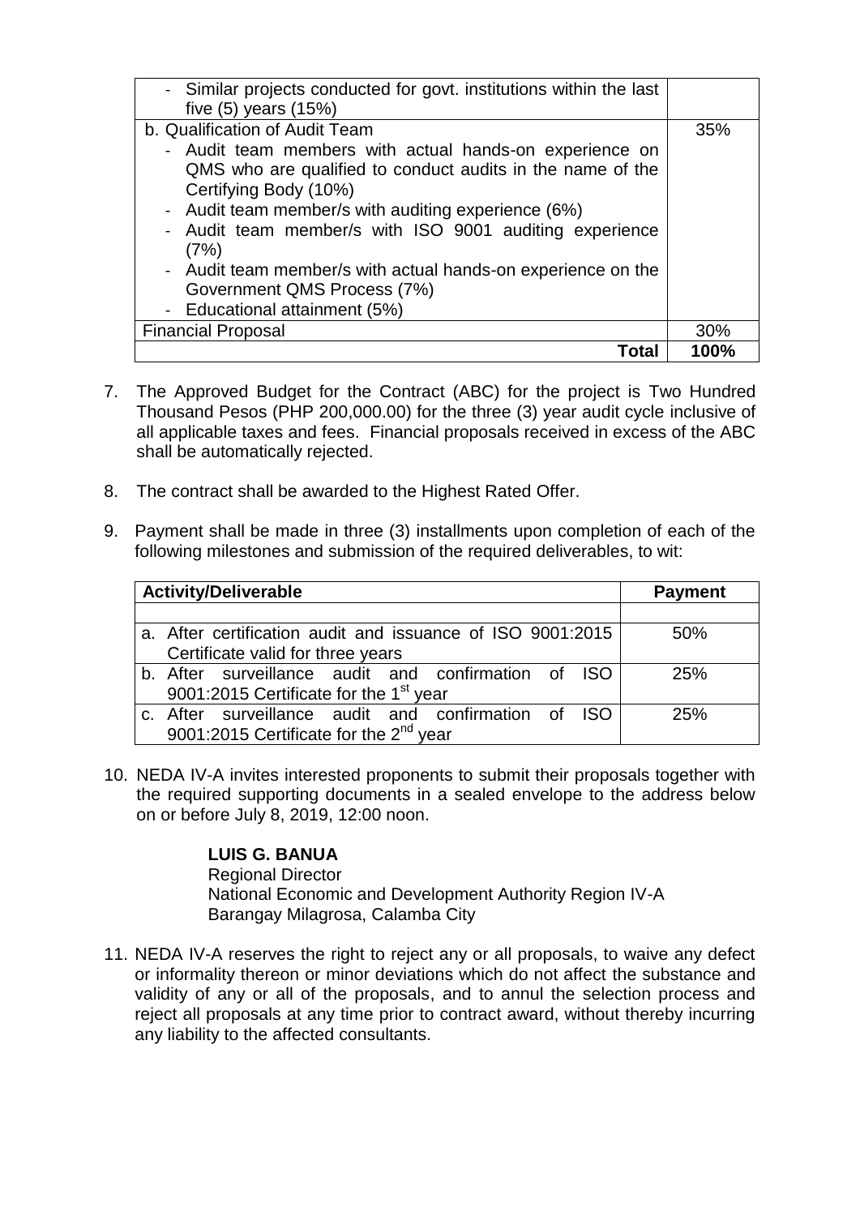| | |
|---|---|
| - Similar projects conducted for govt. institutions within the last five (5) years (15%) | |
| b. Qualification of Audit Team<br>- Audit team members with actual hands-on experience on QMS who are qualified to conduct audits in the name of the Certifying Body (10%)<br>- Audit team member/s with auditing experience (6%)<br>- Audit team member/s with ISO 9001 auditing experience (7%)<br>- Audit team member/s with actual hands-on experience on the Government QMS Process (7%)<br>- Educational attainment (5%) | 35% |
| Financial Proposal | 30% |
| **Total** | **100%** |

7. The Approved Budget for the Contract (ABC) for the project is Two Hundred Thousand Pesos (PHP 200,000.00) for the three (3) year audit cycle inclusive of all applicable taxes and fees. Financial proposals received in excess of the ABC shall be automatically rejected.

8. The contract shall be awarded to the Highest Rated Offer.

9. Payment shall be made in three (3) installments upon completion of each of the following milestones and submission of the required deliverables, to wit:

| Activity/Deliverable | Payment |
|---|---|
| | |
| a. After certification audit and issuance of ISO 9001:2015 Certificate valid for three years | 50% |
| b. After surveillance audit and confirmation of ISO 9001:2015 Certificate for the 1st year | 25% |
| c. After surveillance audit and confirmation of ISO 9001:2015 Certificate for the 2nd year | 25% |

10. NEDA IV-A invites interested proponents to submit their proposals together with the required supporting documents in a sealed envelope to the address below on or before July 8, 2019, 12:00 noon.

    **LUIS G. BANUA**
    Regional Director
    National Economic and Development Authority Region IV-A
    Barangay Milagrosa, Calamba City

11. NEDA IV-A reserves the right to reject any or all proposals, to waive any defect or informality thereon or minor deviations which do not affect the substance and validity of any or all of the proposals, and to annul the selection process and reject all proposals at any time prior to contract award, without thereby incurring any liability to the affected consultants.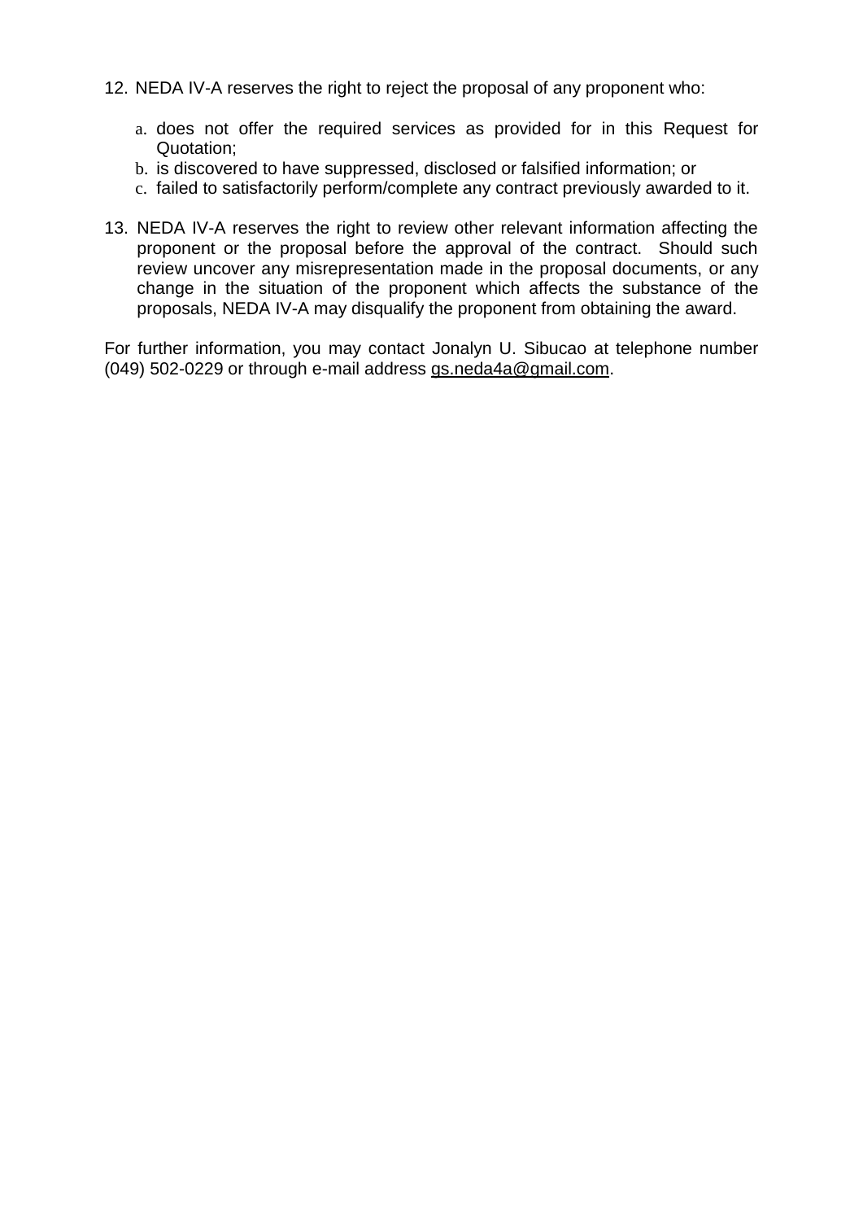12. NEDA IV-A reserves the right to reject the proposal of any proponent who:

    a. does not offer the required services as provided for in this Request for Quotation;
    b. is discovered to have suppressed, disclosed or falsified information; or
    c. failed to satisfactorily perform/complete any contract previously awarded to it.

13. NEDA IV-A reserves the right to review other relevant information affecting the proponent or the proposal before the approval of the contract. Should such review uncover any misrepresentation made in the proposal documents, or any change in the situation of the proponent which affects the substance of the proposals, NEDA IV-A may disqualify the proponent from obtaining the award.

For further information, you may contact Jonalyn U. Sibucao at telephone number (049) 502-0229 or through e-mail address gs.neda4a@gmail.com.